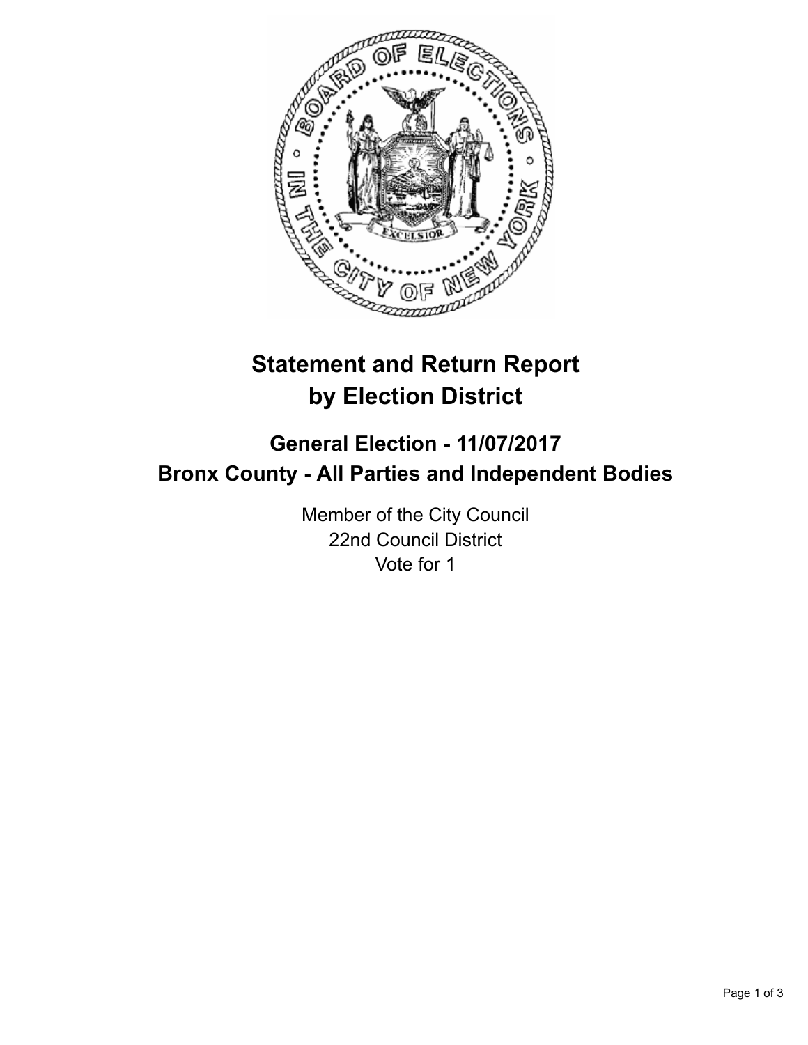# Statement and Return Report by Election District

## General Election - 11/07/2017
## Bronx County - All Parties and Independent Bodies

Member of the City Council
22nd Council District
Vote for 1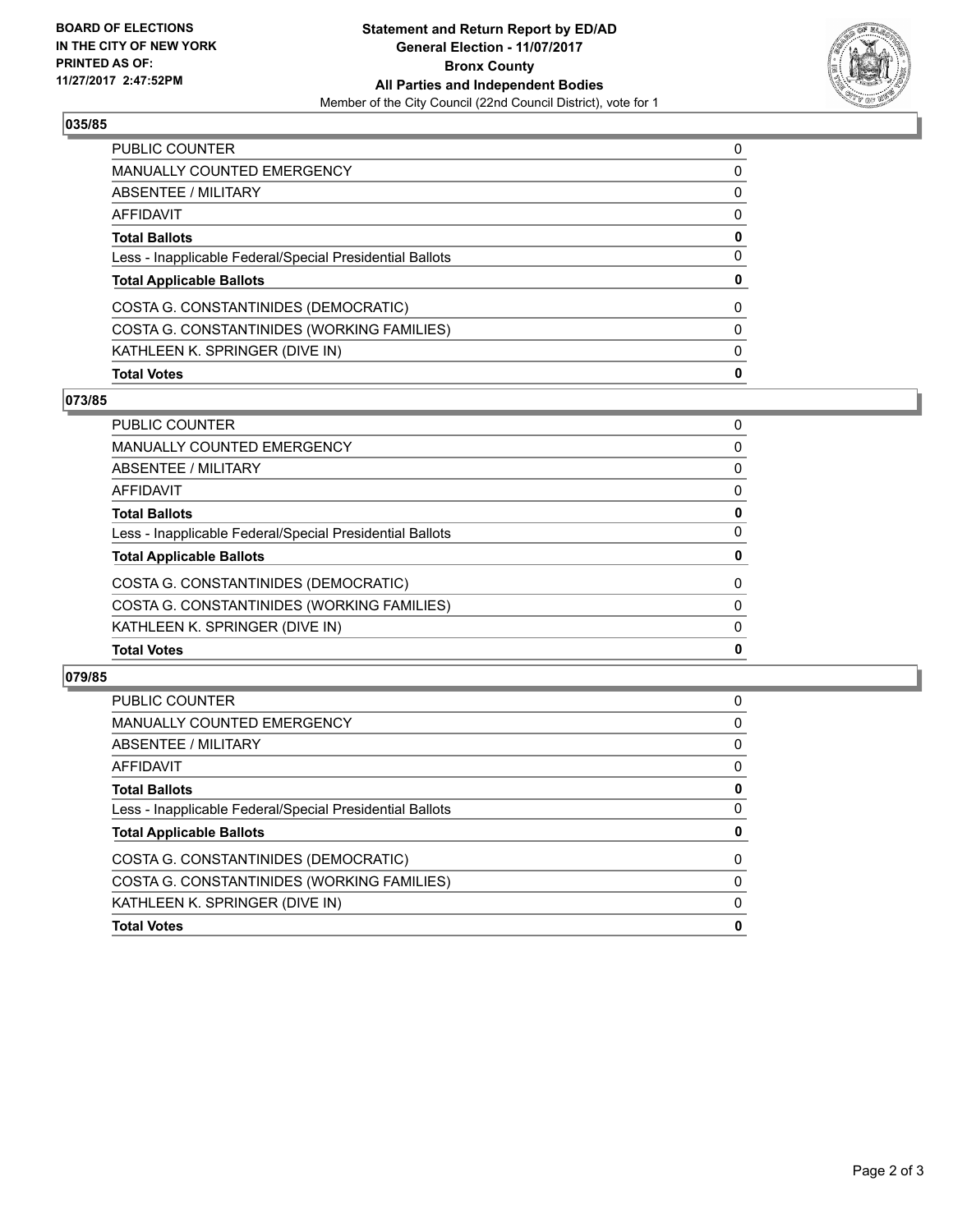**BOARD OF ELECTIONS IN THE CITY OF NEW YORK PRINTED AS OF: 11/27/2017 2:47:52PM**

**Statement and Return Report by ED/AD General Election - 11/07/2017 Bronx County All Parties and Independent Bodies**

Member of the City Council (22nd Council District), vote for 1

### 035/85

| | |
|---|---|
| PUBLIC COUNTER | 0 |
| MANUALLY COUNTED EMERGENCY | 0 |
| ABSENTEE / MILITARY | 0 |
| AFFIDAVIT | 0 |
| **Total Ballots** | **0** |
| Less - Inapplicable Federal/Special Presidential Ballots | 0 |
| **Total Applicable Ballots** | **0** |
| COSTA G. CONSTANTINIDES (DEMOCRATIC) | 0 |
| COSTA G. CONSTANTINIDES (WORKING FAMILIES) | 0 |
| KATHLEEN K. SPRINGER (DIVE IN) | 0 |
| **Total Votes** | **0** |

### 073/85

| | |
|---|---|
| PUBLIC COUNTER | 0 |
| MANUALLY COUNTED EMERGENCY | 0 |
| ABSENTEE / MILITARY | 0 |
| AFFIDAVIT | 0 |
| **Total Ballots** | **0** |
| Less - Inapplicable Federal/Special Presidential Ballots | 0 |
| **Total Applicable Ballots** | **0** |
| COSTA G. CONSTANTINIDES (DEMOCRATIC) | 0 |
| COSTA G. CONSTANTINIDES (WORKING FAMILIES) | 0 |
| KATHLEEN K. SPRINGER (DIVE IN) | 0 |
| **Total Votes** | **0** |

### 079/85

| | |
|---|---|
| PUBLIC COUNTER | 0 |
| MANUALLY COUNTED EMERGENCY | 0 |
| ABSENTEE / MILITARY | 0 |
| AFFIDAVIT | 0 |
| **Total Ballots** | **0** |
| Less - Inapplicable Federal/Special Presidential Ballots | 0 |
| **Total Applicable Ballots** | **0** |
| COSTA G. CONSTANTINIDES (DEMOCRATIC) | 0 |
| COSTA G. CONSTANTINIDES (WORKING FAMILIES) | 0 |
| KATHLEEN K. SPRINGER (DIVE IN) | 0 |
| **Total Votes** | **0** |